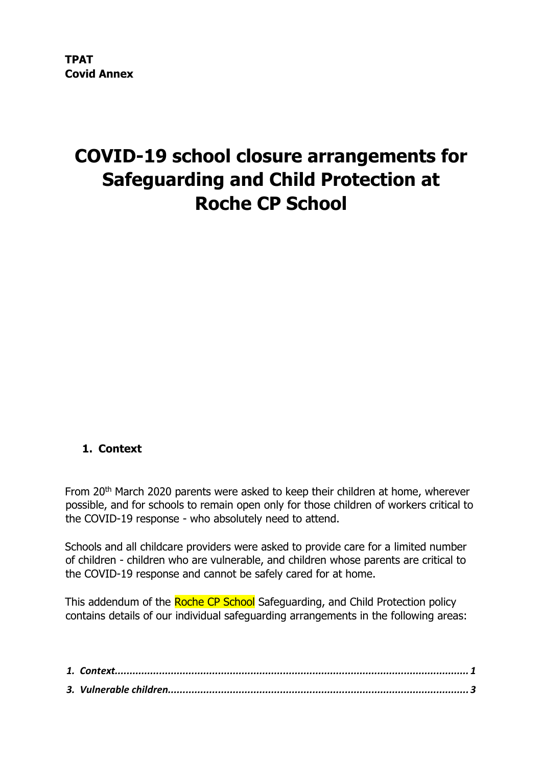**TPAT**
**Covid Annex**

# COVID-19 school closure arrangements for Safeguarding and Child Protection at Roche CP School

## 1. Context

From 20th March 2020 parents were asked to keep their children at home, wherever possible, and for schools to remain open only for those children of workers critical to the COVID-19 response - who absolutely need to attend.

Schools and all childcare providers were asked to provide care for a limited number of children - children who are vulnerable, and children whose parents are critical to the COVID-19 response and cannot be safely cared for at home.

This addendum of the Roche CP School Safeguarding, and Child Protection policy contains details of our individual safeguarding arrangements in the following areas:

*1. Context........................................................................................................................ 1*

*3. Vulnerable children...................................................................................................... 3*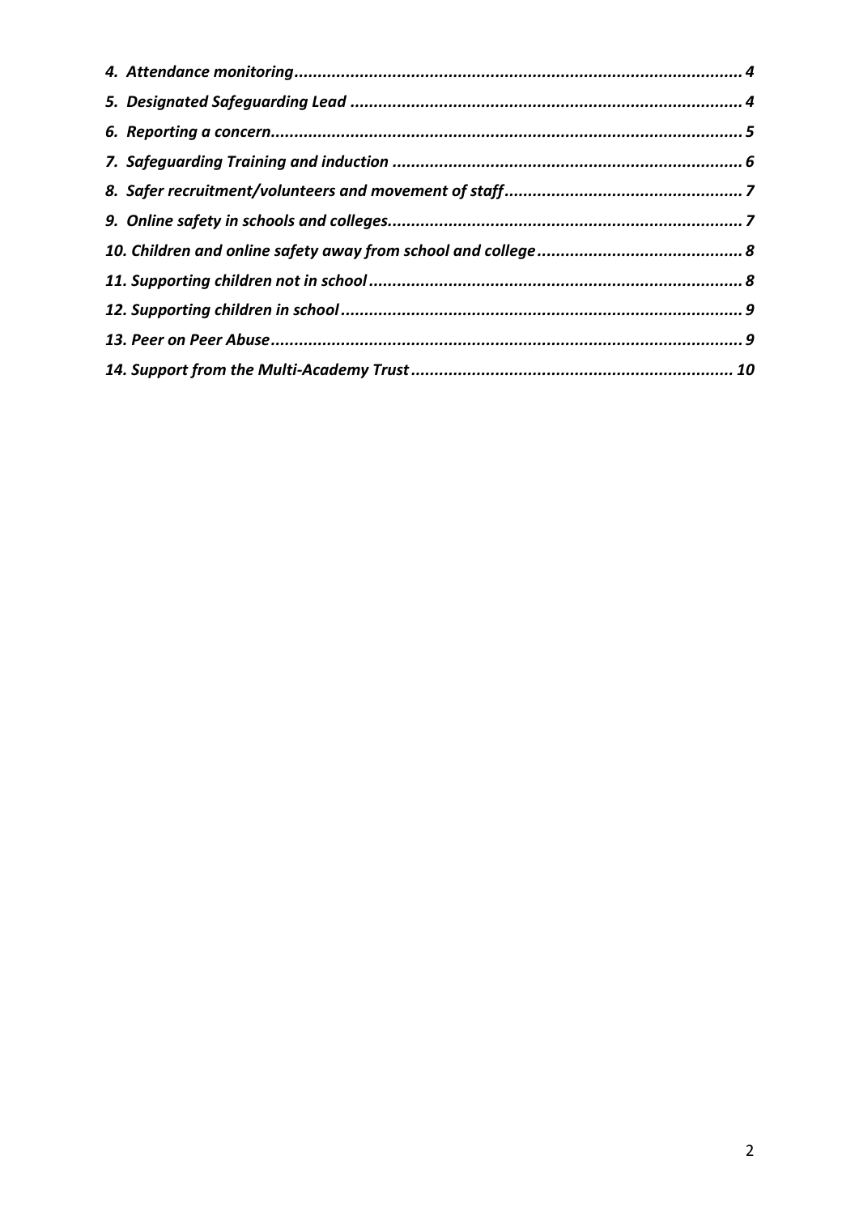*4. Attendance monitoring* ........................................................................................... *4*

*5. Designated Safeguarding Lead* ................................................................................ *4*

*6. Reporting a concern* ................................................................................................ *5*

*7. Safeguarding Training and induction* ...................................................................... *6*

*8. Safer recruitment/volunteers and movement of staff* ............................................... *7*

*9. Online safety in schools and colleges* ...................................................................... *7*

*10. Children and online safety away from school and college* ...................................... *8*

*11. Supporting children not in school* .......................................................................... *8*

*12. Supporting children in school* ................................................................................ *9*

*13. Peer on Peer Abuse* ................................................................................................ *9*

*14. Support from the Multi-Academy Trust* .................................................................. *10*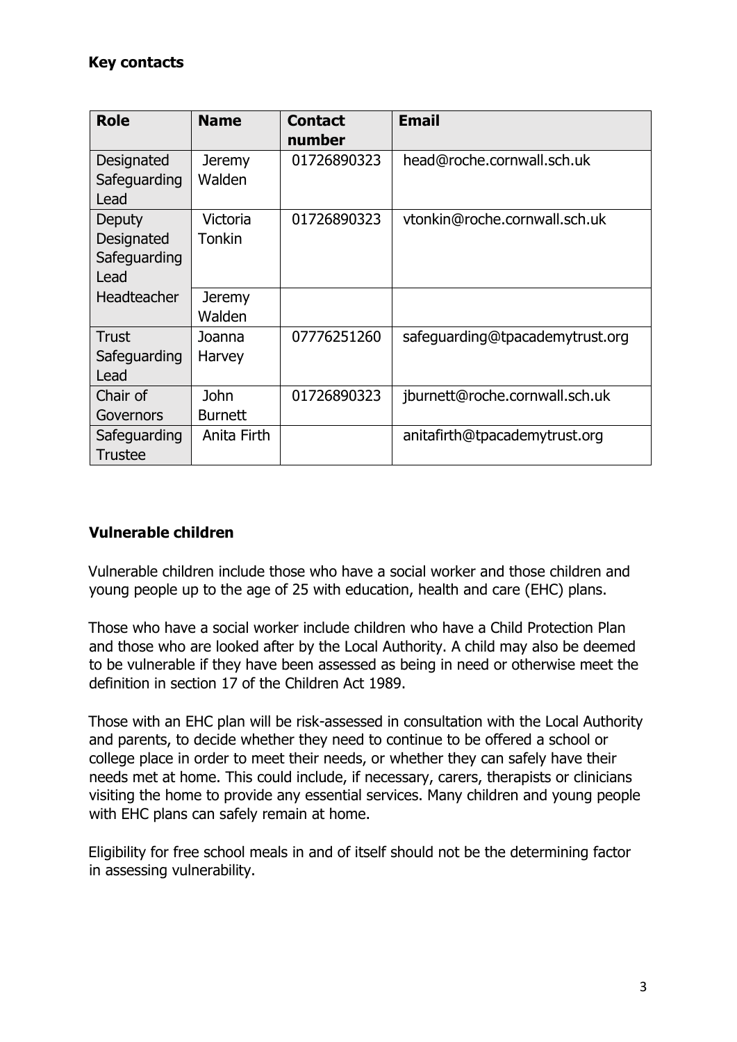**Key contacts**

| Role | Name | Contact number | Email |
| --- | --- | --- | --- |
| Designated Safeguarding Lead | Jeremy Walden | 01726890323 | head@roche.cornwall.sch.uk |
| Deputy Designated Safeguarding Lead | Victoria Tonkin | 01726890323 | vtonkin@roche.cornwall.sch.uk |
| Headteacher | Jeremy Walden | | |
| Trust Safeguarding Lead | Joanna Harvey | 07776251260 | safeguarding@tpacademytrust.org |
| Chair of Governors | John Burnett | 01726890323 | jburnett@roche.cornwall.sch.uk |
| Safeguarding Trustee | Anita Firth | | anitafirth@tpacademytrust.org |

**Vulnerable children**

Vulnerable children include those who have a social worker and those children and young people up to the age of 25 with education, health and care (EHC) plans.

Those who have a social worker include children who have a Child Protection Plan and those who are looked after by the Local Authority. A child may also be deemed to be vulnerable if they have been assessed as being in need or otherwise meet the definition in section 17 of the Children Act 1989.

Those with an EHC plan will be risk-assessed in consultation with the Local Authority and parents, to decide whether they need to continue to be offered a school or college place in order to meet their needs, or whether they can safely have their needs met at home. This could include, if necessary, carers, therapists or clinicians visiting the home to provide any essential services. Many children and young people with EHC plans can safely remain at home.

Eligibility for free school meals in and of itself should not be the determining factor in assessing vulnerability.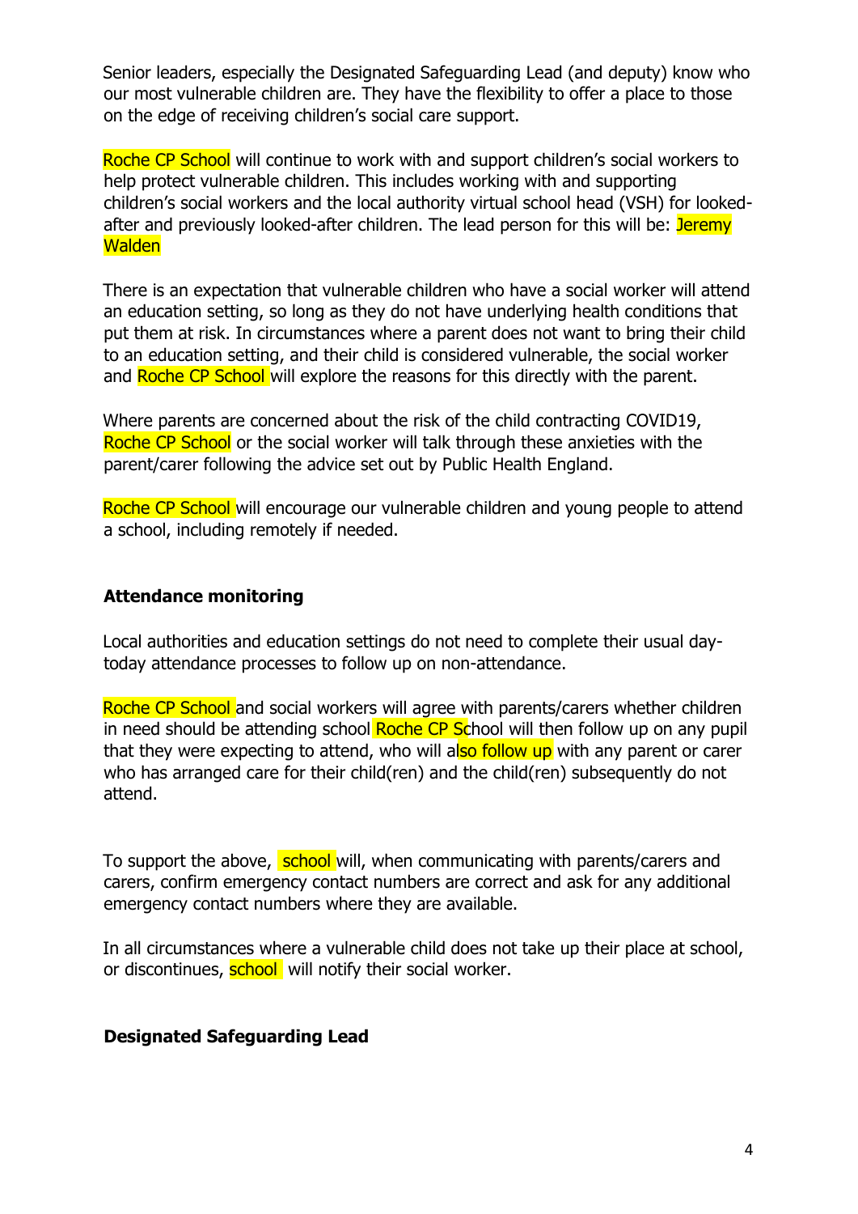Senior leaders, especially the Designated Safeguarding Lead (and deputy) know who our most vulnerable children are. They have the flexibility to offer a place to those on the edge of receiving children's social care support.

Roche CP School will continue to work with and support children's social workers to help protect vulnerable children. This includes working with and supporting children's social workers and the local authority virtual school head (VSH) for looked-after and previously looked-after children. The lead person for this will be: Jeremy Walden

There is an expectation that vulnerable children who have a social worker will attend an education setting, so long as they do not have underlying health conditions that put them at risk. In circumstances where a parent does not want to bring their child to an education setting, and their child is considered vulnerable, the social worker and Roche CP School will explore the reasons for this directly with the parent.

Where parents are concerned about the risk of the child contracting COVID19, Roche CP School or the social worker will talk through these anxieties with the parent/carer following the advice set out by Public Health England.

Roche CP School will encourage our vulnerable children and young people to attend a school, including remotely if needed.

**Attendance monitoring**

Local authorities and education settings do not need to complete their usual day-today attendance processes to follow up on non-attendance.

Roche CP School and social workers will agree with parents/carers whether children in need should be attending school Roche CP School will then follow up on any pupil that they were expecting to attend, who will also follow up with any parent or carer who has arranged care for their child(ren) and the child(ren) subsequently do not attend.

To support the above, school will, when communicating with parents/carers and carers, confirm emergency contact numbers are correct and ask for any additional emergency contact numbers where they are available.

In all circumstances where a vulnerable child does not take up their place at school, or discontinues, school will notify their social worker.

**Designated Safeguarding Lead**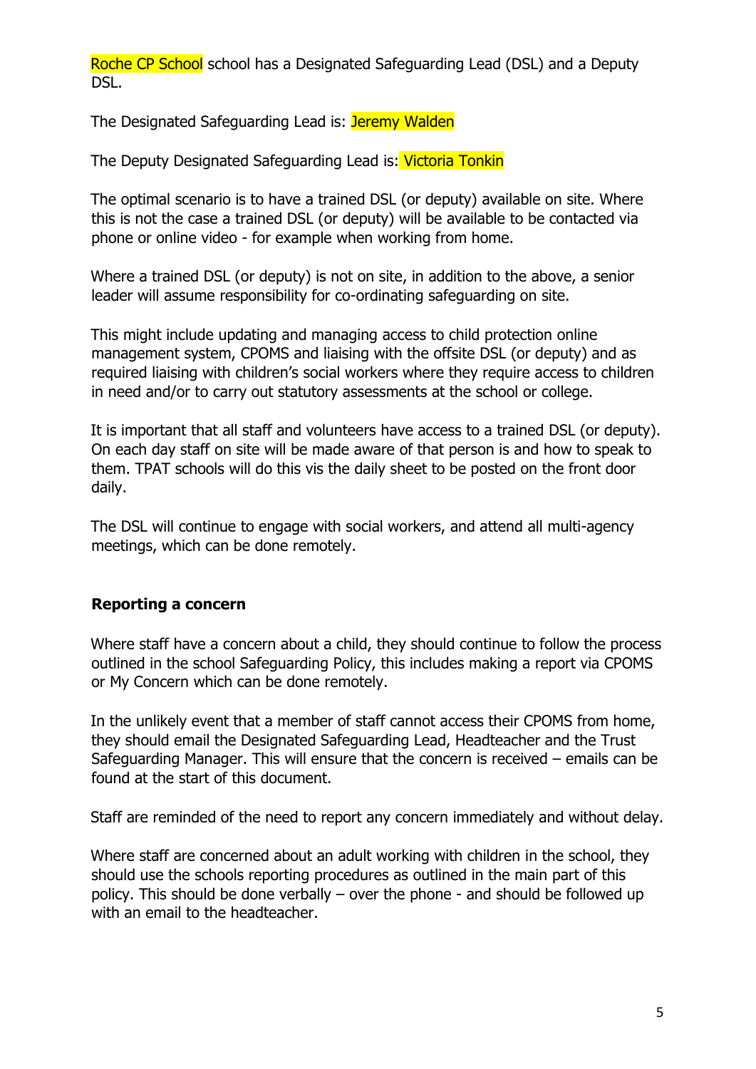Roche CP School school has a Designated Safeguarding Lead (DSL) and a Deputy DSL.

The Designated Safeguarding Lead is: Jeremy Walden

The Deputy Designated Safeguarding Lead is: Victoria Tonkin

The optimal scenario is to have a trained DSL (or deputy) available on site. Where this is not the case a trained DSL (or deputy) will be available to be contacted via phone or online video - for example when working from home.

Where a trained DSL (or deputy) is not on site, in addition to the above, a senior leader will assume responsibility for co-ordinating safeguarding on site.

This might include updating and managing access to child protection online management system, CPOMS and liaising with the offsite DSL (or deputy) and as required liaising with children's social workers where they require access to children in need and/or to carry out statutory assessments at the school or college.

It is important that all staff and volunteers have access to a trained DSL (or deputy). On each day staff on site will be made aware of that person is and how to speak to them. TPAT schools will do this vis the daily sheet to be posted on the front door daily.

The DSL will continue to engage with social workers, and attend all multi-agency meetings, which can be done remotely.

**Reporting a concern**

Where staff have a concern about a child, they should continue to follow the process outlined in the school Safeguarding Policy, this includes making a report via CPOMS or My Concern which can be done remotely.

In the unlikely event that a member of staff cannot access their CPOMS from home, they should email the Designated Safeguarding Lead, Headteacher and the Trust Safeguarding Manager. This will ensure that the concern is received – emails can be found at the start of this document.

Staff are reminded of the need to report any concern immediately and without delay.

Where staff are concerned about an adult working with children in the school, they should use the schools reporting procedures as outlined in the main part of this policy. This should be done verbally – over the phone - and should be followed up with an email to the headteacher.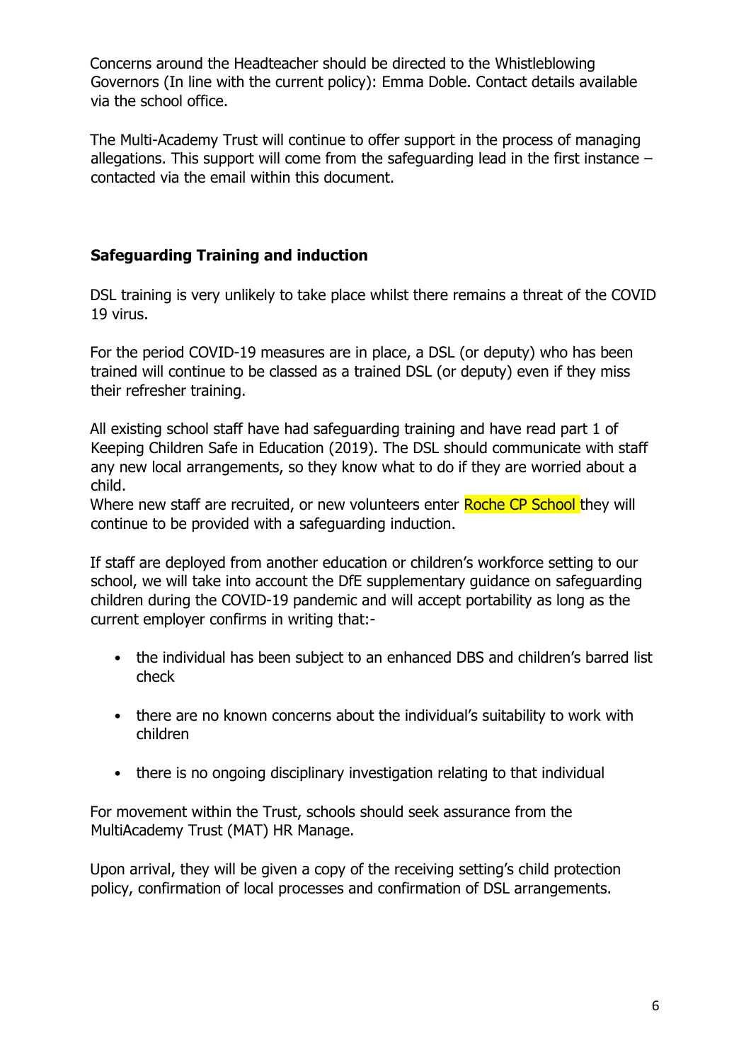Concerns around the Headteacher should be directed to the Whistleblowing Governors (In line with the current policy): Emma Doble. Contact details available via the school office.

The Multi-Academy Trust will continue to offer support in the process of managing allegations. This support will come from the safeguarding lead in the first instance – contacted via the email within this document.

## Safeguarding Training and induction

DSL training is very unlikely to take place whilst there remains a threat of the COVID 19 virus.

For the period COVID-19 measures are in place, a DSL (or deputy) who has been trained will continue to be classed as a trained DSL (or deputy) even if they miss their refresher training.

All existing school staff have had safeguarding training and have read part 1 of Keeping Children Safe in Education (2019). The DSL should communicate with staff any new local arrangements, so they know what to do if they are worried about a child.
Where new staff are recruited, or new volunteers enter Roche CP School they will continue to be provided with a safeguarding induction.

If staff are deployed from another education or children's workforce setting to our school, we will take into account the DfE supplementary guidance on safeguarding children during the COVID-19 pandemic and will accept portability as long as the current employer confirms in writing that:-

- the individual has been subject to an enhanced DBS and children's barred list check
- there are no known concerns about the individual's suitability to work with children
- there is no ongoing disciplinary investigation relating to that individual

For movement within the Trust, schools should seek assurance from the MultiAcademy Trust (MAT) HR Manage.

Upon arrival, they will be given a copy of the receiving setting's child protection policy, confirmation of local processes and confirmation of DSL arrangements.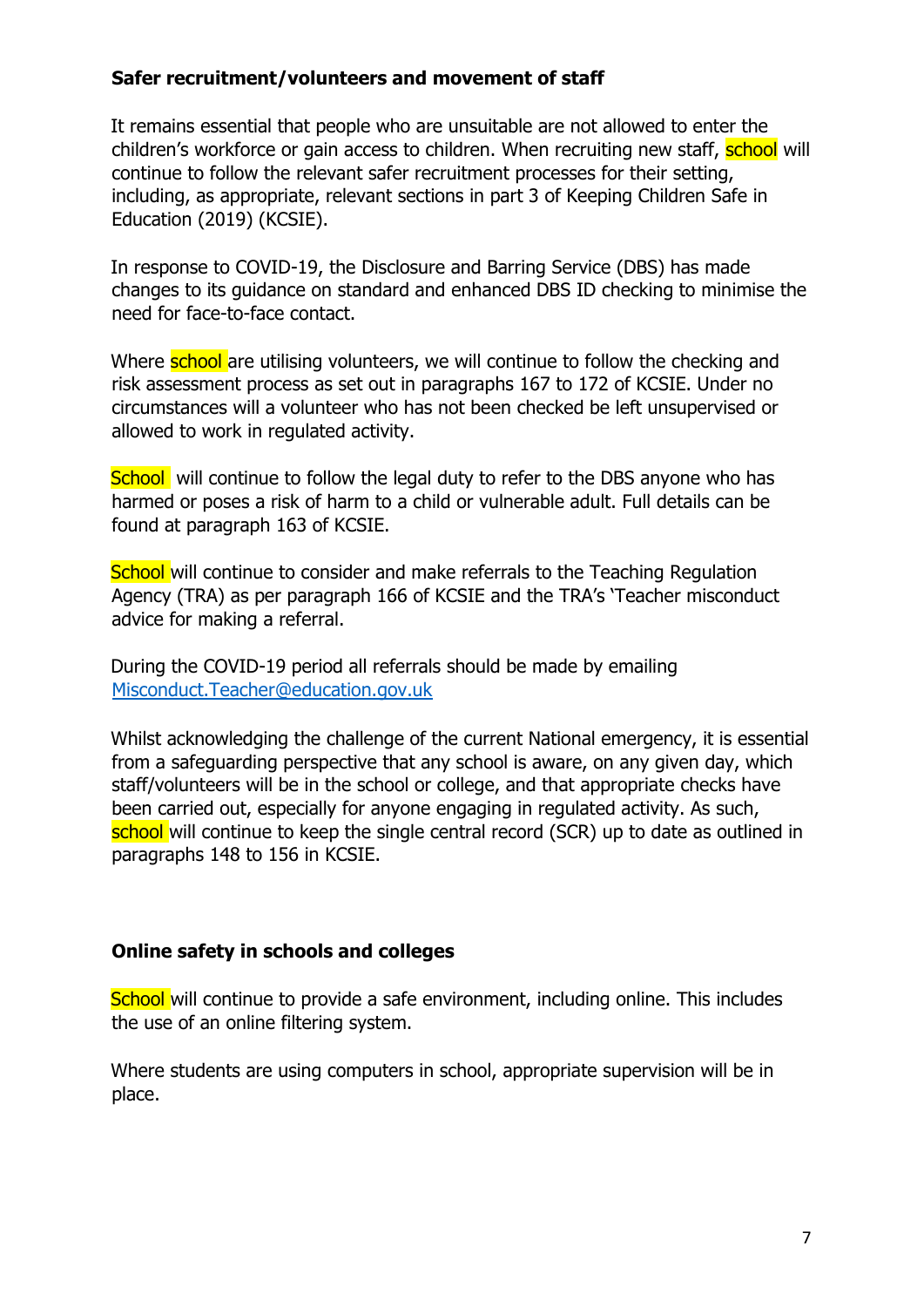### Safer recruitment/volunteers and movement of staff

It remains essential that people who are unsuitable are not allowed to enter the children's workforce or gain access to children. When recruiting new staff, school will continue to follow the relevant safer recruitment processes for their setting, including, as appropriate, relevant sections in part 3 of Keeping Children Safe in Education (2019) (KCSIE).

In response to COVID-19, the Disclosure and Barring Service (DBS) has made changes to its guidance on standard and enhanced DBS ID checking to minimise the need for face-to-face contact.

Where school are utilising volunteers, we will continue to follow the checking and risk assessment process as set out in paragraphs 167 to 172 of KCSIE. Under no circumstances will a volunteer who has not been checked be left unsupervised or allowed to work in regulated activity.

School will continue to follow the legal duty to refer to the DBS anyone who has harmed or poses a risk of harm to a child or vulnerable adult. Full details can be found at paragraph 163 of KCSIE.

School will continue to consider and make referrals to the Teaching Regulation Agency (TRA) as per paragraph 166 of KCSIE and the TRA's 'Teacher misconduct advice for making a referral.

During the COVID-19 period all referrals should be made by emailing [Misconduct.Teacher@education.gov.uk](mailto:Misconduct.Teacher@education.gov.uk)

Whilst acknowledging the challenge of the current National emergency, it is essential from a safeguarding perspective that any school is aware, on any given day, which staff/volunteers will be in the school or college, and that appropriate checks have been carried out, especially for anyone engaging in regulated activity. As such, school will continue to keep the single central record (SCR) up to date as outlined in paragraphs 148 to 156 in KCSIE.

### Online safety in schools and colleges

School will continue to provide a safe environment, including online. This includes the use of an online filtering system.

Where students are using computers in school, appropriate supervision will be in place.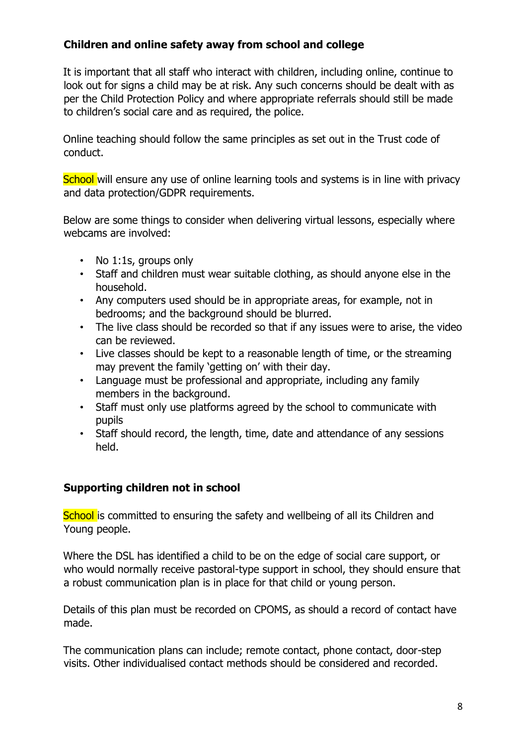**Children and online safety away from school and college**

It is important that all staff who interact with children, including online, continue to look out for signs a child may be at risk. Any such concerns should be dealt with as per the Child Protection Policy and where appropriate referrals should still be made to children's social care and as required, the police.

Online teaching should follow the same principles as set out in the Trust code of conduct.

School will ensure any use of online learning tools and systems is in line with privacy and data protection/GDPR requirements.

Below are some things to consider when delivering virtual lessons, especially where webcams are involved:

- No 1:1s, groups only
- Staff and children must wear suitable clothing, as should anyone else in the household.
- Any computers used should be in appropriate areas, for example, not in bedrooms; and the background should be blurred.
- The live class should be recorded so that if any issues were to arise, the video can be reviewed.
- Live classes should be kept to a reasonable length of time, or the streaming may prevent the family 'getting on' with their day.
- Language must be professional and appropriate, including any family members in the background.
- Staff must only use platforms agreed by the school to communicate with pupils
- Staff should record, the length, time, date and attendance of any sessions held.

**Supporting children not in school**

School is committed to ensuring the safety and wellbeing of all its Children and Young people.

Where the DSL has identified a child to be on the edge of social care support, or who would normally receive pastoral-type support in school, they should ensure that a robust communication plan is in place for that child or young person.

Details of this plan must be recorded on CPOMS, as should a record of contact have made.

The communication plans can include; remote contact, phone contact, door-step visits. Other individualised contact methods should be considered and recorded.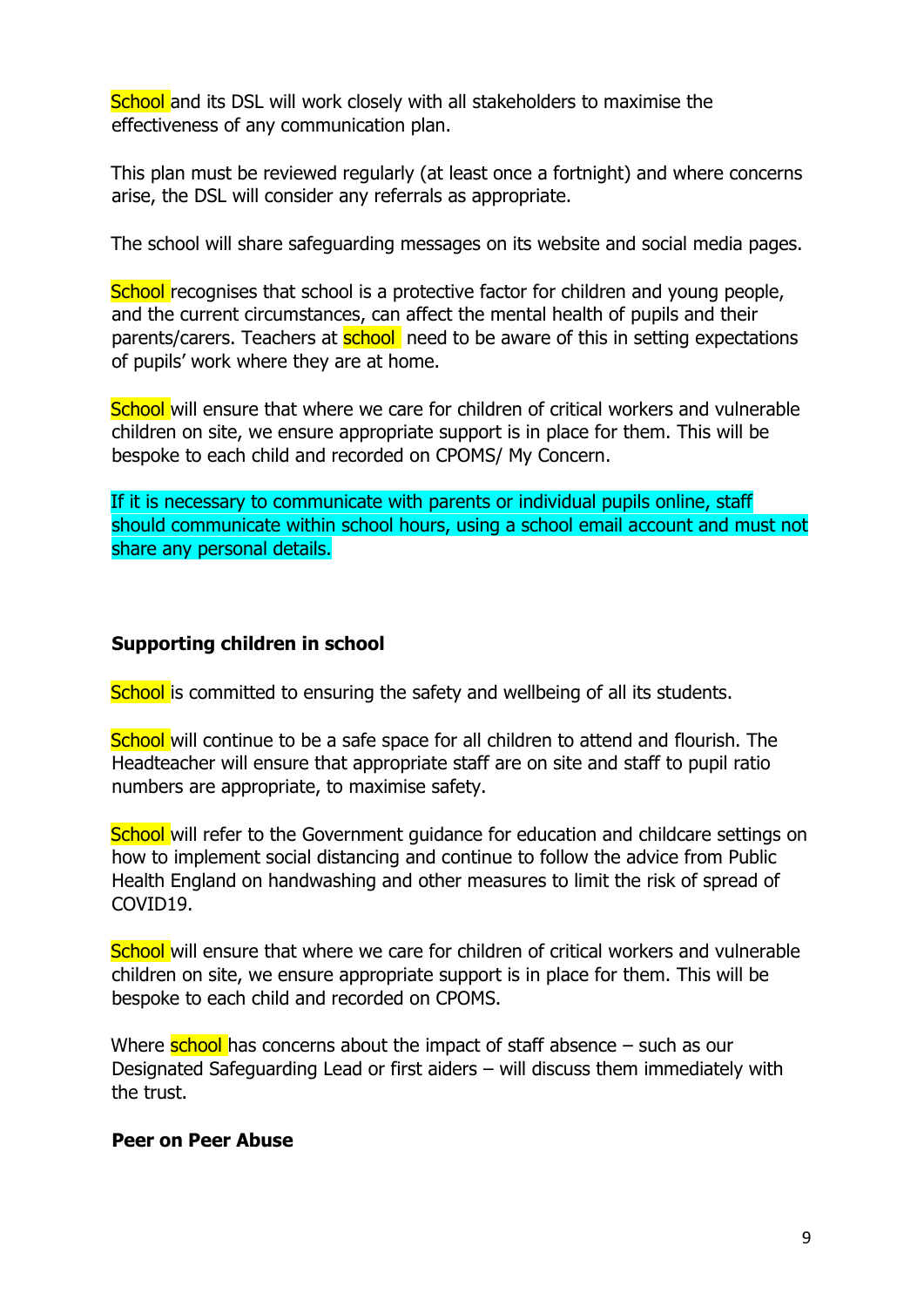School and its DSL will work closely with all stakeholders to maximise the effectiveness of any communication plan.

This plan must be reviewed regularly (at least once a fortnight) and where concerns arise, the DSL will consider any referrals as appropriate.

The school will share safeguarding messages on its website and social media pages.

School recognises that school is a protective factor for children and young people, and the current circumstances, can affect the mental health of pupils and their parents/carers. Teachers at school need to be aware of this in setting expectations of pupils' work where they are at home.

School will ensure that where we care for children of critical workers and vulnerable children on site, we ensure appropriate support is in place for them. This will be bespoke to each child and recorded on CPOMS/ My Concern.

If it is necessary to communicate with parents or individual pupils online, staff should communicate within school hours, using a school email account and must not share any personal details.

**Supporting children in school**

School is committed to ensuring the safety and wellbeing of all its students.

School will continue to be a safe space for all children to attend and flourish. The Headteacher will ensure that appropriate staff are on site and staff to pupil ratio numbers are appropriate, to maximise safety.

School will refer to the Government guidance for education and childcare settings on how to implement social distancing and continue to follow the advice from Public Health England on handwashing and other measures to limit the risk of spread of COVID19.

School will ensure that where we care for children of critical workers and vulnerable children on site, we ensure appropriate support is in place for them. This will be bespoke to each child and recorded on CPOMS.

Where school has concerns about the impact of staff absence – such as our Designated Safeguarding Lead or first aiders – will discuss them immediately with the trust.

**Peer on Peer Abuse**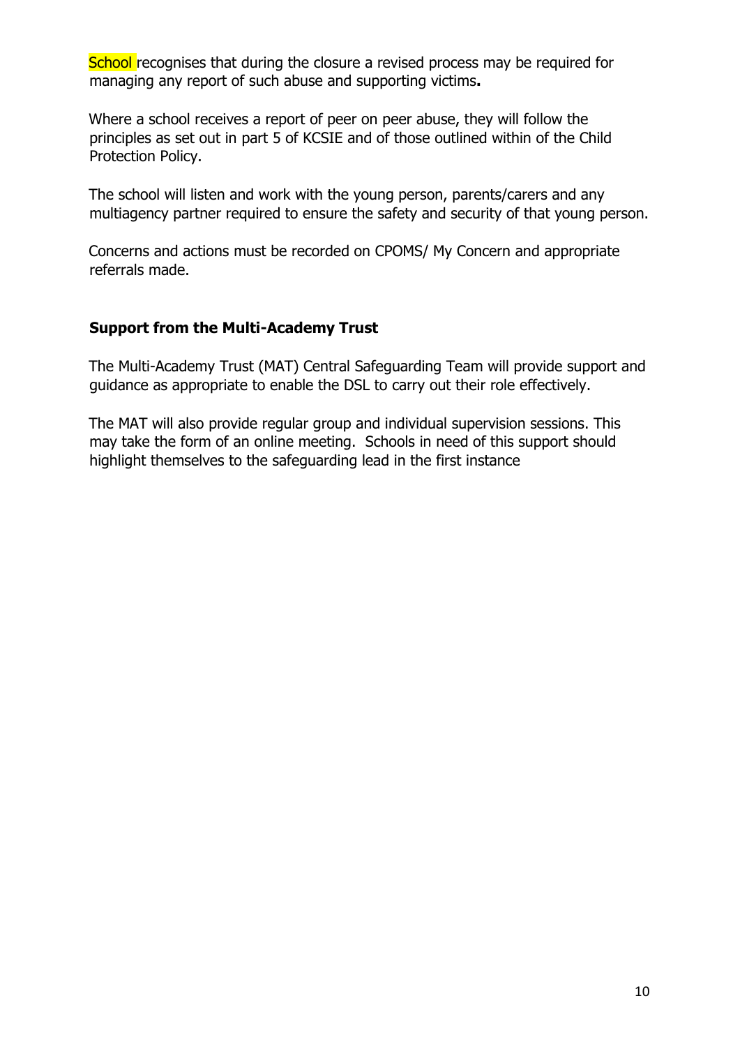School recognises that during the closure a revised process may be required for managing any report of such abuse and supporting victims**.**

Where a school receives a report of peer on peer abuse, they will follow the principles as set out in part 5 of KCSIE and of those outlined within of the Child Protection Policy.

The school will listen and work with the young person, parents/carers and any multiagency partner required to ensure the safety and security of that young person.

Concerns and actions must be recorded on CPOMS/ My Concern and appropriate referrals made.

## Support from the Multi-Academy Trust

The Multi-Academy Trust (MAT) Central Safeguarding Team will provide support and guidance as appropriate to enable the DSL to carry out their role effectively.

The MAT will also provide regular group and individual supervision sessions. This may take the form of an online meeting. Schools in need of this support should highlight themselves to the safeguarding lead in the first instance